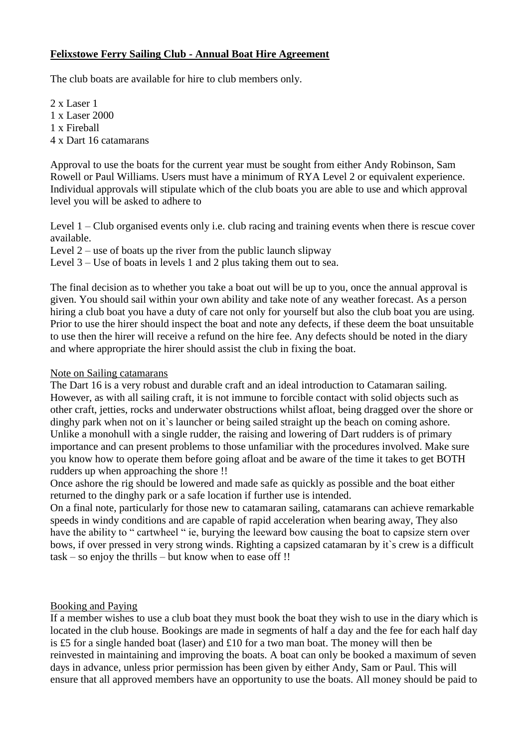**Felixstowe Ferry Sailing Club - Annual Boat Hire Agreement**

The club boats are available for hire to club members only.

2 x Laser 1
1 x Laser 2000
1 x Fireball
4 x Dart 16 catamarans

Approval to use the boats for the current year must be sought from either Andy Robinson, Sam Rowell or Paul Williams. Users must have a minimum of RYA Level 2 or equivalent experience. Individual approvals will stipulate which of the club boats you are able to use and which approval level you will be asked to adhere to

Level 1 – Club organised events only i.e. club racing and training events when there is rescue cover available.
Level 2 – use of boats up the river from the public launch slipway
Level 3 – Use of boats in levels 1 and 2 plus taking them out to sea.

The final decision as to whether you take a boat out will be up to you, once the annual approval is given. You should sail within your own ability and take note of any weather forecast. As a person hiring a club boat you have a duty of care not only for yourself but also the club boat you are using. Prior to use the hirer should inspect the boat and note any defects, if these deem the boat unsuitable to use then the hirer will receive a refund on the hire fee. Any defects should be noted in the diary and where appropriate the hirer should assist the club in fixing the boat.

Note on Sailing catamarans

The Dart 16 is a very robust and durable craft and an ideal introduction to Catamaran sailing. However, as with all sailing craft, it is not immune to forcible contact with solid objects such as other craft, jetties, rocks and underwater obstructions whilst afloat, being dragged over the shore or dinghy park when not on it`s launcher or being sailed straight up the beach on coming ashore. Unlike a monohull with a single rudder, the raising and lowering of Dart rudders is of primary importance and can present problems to those unfamiliar with the procedures involved. Make sure you know how to operate them before going afloat and be aware of the time it takes to get BOTH rudders up when approaching the shore !!

Once ashore the rig should be lowered and made safe as quickly as possible and the boat either returned to the dinghy park or a safe location if further use is intended.

On a final note, particularly for those new to catamaran sailing, catamarans can achieve remarkable speeds in windy conditions and are capable of rapid acceleration when bearing away, They also have the ability to " cartwheel " ie, burying the leeward bow causing the boat to capsize stern over bows, if over pressed in very strong winds. Righting a capsized catamaran by it`s crew is a difficult task – so enjoy the thrills – but know when to ease off !!

Booking and Paying

If a member wishes to use a club boat they must book the boat they wish to use in the diary which is located in the club house. Bookings are made in segments of half a day and the fee for each half day is £5 for a single handed boat (laser) and £10 for a two man boat. The money will then be reinvested in maintaining and improving the boats. A boat can only be booked a maximum of seven days in advance, unless prior permission has been given by either Andy, Sam or Paul. This will ensure that all approved members have an opportunity to use the boats. All money should be paid to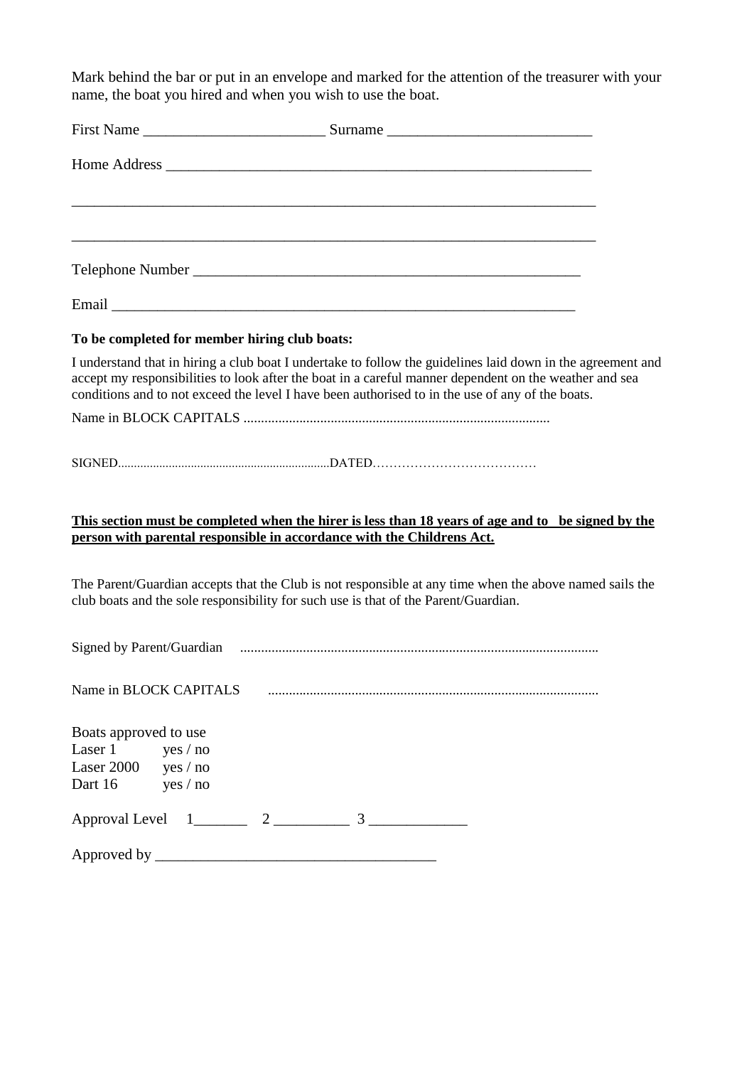Mark behind the bar or put in an envelope and marked for the attention of the treasurer with your name, the boat you hired and when you wish to use the boat.

First Name ________________________ Surname ___________________________

Home Address ______________________________________________________

____________________________________________________________________

____________________________________________________________________

Telephone Number ___________________________________________________

Email ______________________________________________________________

**To be completed for member hiring club boats:**

I understand that in hiring a club boat I undertake to follow the guidelines laid down in the agreement and accept my responsibilities to look after the boat in a careful manner dependent on the weather and sea conditions and to not exceed the level I have been authorised to in the use of any of the boats.

Name in BLOCK CAPITALS ........................................................................................

SIGNED....................................................................DATED…………………………………

**<u>This section must be completed when the hirer is less than 18 years of age and to be signed by the person with parental responsible in accordance with the Childrens Act.</u>**

The Parent/Guardian accepts that the Club is not responsible at any time when the above named sails the club boats and the sole responsibility for such use is that of the Parent/Guardian.

Signed by Parent/Guardian ......................................................................................

Name in BLOCK CAPITALS ..............................................................................

Boats approved to use  
Laser 1 yes / no  
Laser 2000 yes / no  
Dart 16 yes / no

Approval Level 1_______ 2 __________ 3 _____________

Approved by ______________________________________